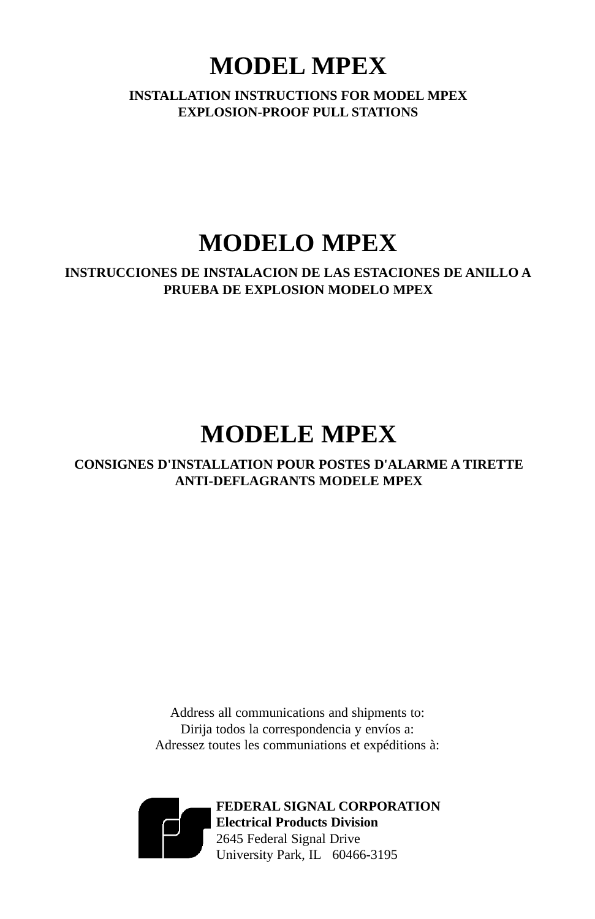# MODEL MPEX

**INSTALLATION INSTRUCTIONS FOR MODEL MPEX EXPLOSION-PROOF PULL STATIONS**

# MODELO MPEX

**INSTRUCCIONES DE INSTALACION DE LAS ESTACIONES DE ANILLO A PRUEBA DE EXPLOSION MODELO MPEX**

# MODELE MPEX

**CONSIGNES D'INSTALLATION POUR POSTES D'ALARME A TIRETTE ANTI-DEFLAGRANTS MODELE MPEX**

Address all communications and shipments to:
Dirija todos la correspondencia y envíos a:
Adressez toutes les communiations et expéditions à:

**FEDERAL SIGNAL CORPORATION**
**Electrical Products Division**
2645 Federal Signal Drive
University Park, IL 60466-3195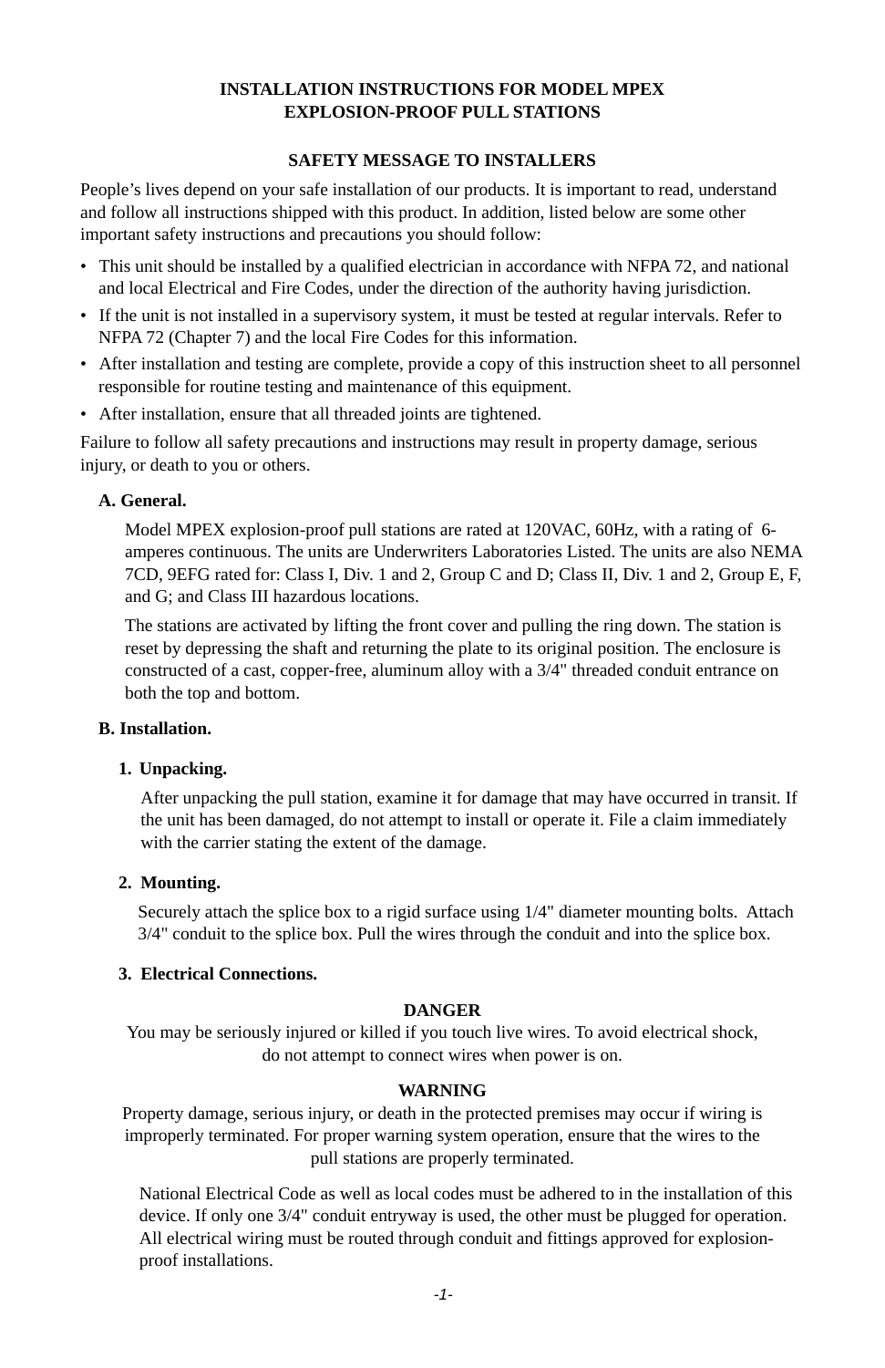# INSTALLATION INSTRUCTIONS FOR MODEL MPEX EXPLOSION-PROOF PULL STATIONS

## SAFETY MESSAGE TO INSTALLERS

People's lives depend on your safe installation of our products. It is important to read, understand and follow all instructions shipped with this product. In addition, listed below are some other important safety instructions and precautions you should follow:

- This unit should be installed by a qualified electrician in accordance with NFPA 72, and national and local Electrical and Fire Codes, under the direction of the authority having jurisdiction.
- If the unit is not installed in a supervisory system, it must be tested at regular intervals. Refer to NFPA 72 (Chapter 7) and the local Fire Codes for this information.
- After installation and testing are complete, provide a copy of this instruction sheet to all personnel responsible for routine testing and maintenance of this equipment.
- After installation, ensure that all threaded joints are tightened.

Failure to follow all safety precautions and instructions may result in property damage, serious injury, or death to you or others.

### A. General.

Model MPEX explosion-proof pull stations are rated at 120VAC, 60Hz, with a rating of 6-amperes continuous. The units are Underwriters Laboratories Listed. The units are also NEMA 7CD, 9EFG rated for: Class I, Div. 1 and 2, Group C and D; Class II, Div. 1 and 2, Group E, F, and G; and Class III hazardous locations.

The stations are activated by lifting the front cover and pulling the ring down. The station is reset by depressing the shaft and returning the plate to its original position. The enclosure is constructed of a cast, copper-free, aluminum alloy with a 3/4" threaded conduit entrance on both the top and bottom.

### B. Installation.

#### 1. Unpacking.

After unpacking the pull station, examine it for damage that may have occurred in transit. If the unit has been damaged, do not attempt to install or operate it. File a claim immediately with the carrier stating the extent of the damage.

#### 2. Mounting.

Securely attach the splice box to a rigid surface using 1/4" diameter mounting bolts. Attach 3/4" conduit to the splice box. Pull the wires through the conduit and into the splice box.

#### 3. Electrical Connections.

**DANGER**

You may be seriously injured or killed if you touch live wires. To avoid electrical shock, do not attempt to connect wires when power is on.

**WARNING**

Property damage, serious injury, or death in the protected premises may occur if wiring is improperly terminated. For proper warning system operation, ensure that the wires to the pull stations are properly terminated.

National Electrical Code as well as local codes must be adhered to in the installation of this device. If only one 3/4" conduit entryway is used, the other must be plugged for operation. All electrical wiring must be routed through conduit and fittings approved for explosion-proof installations.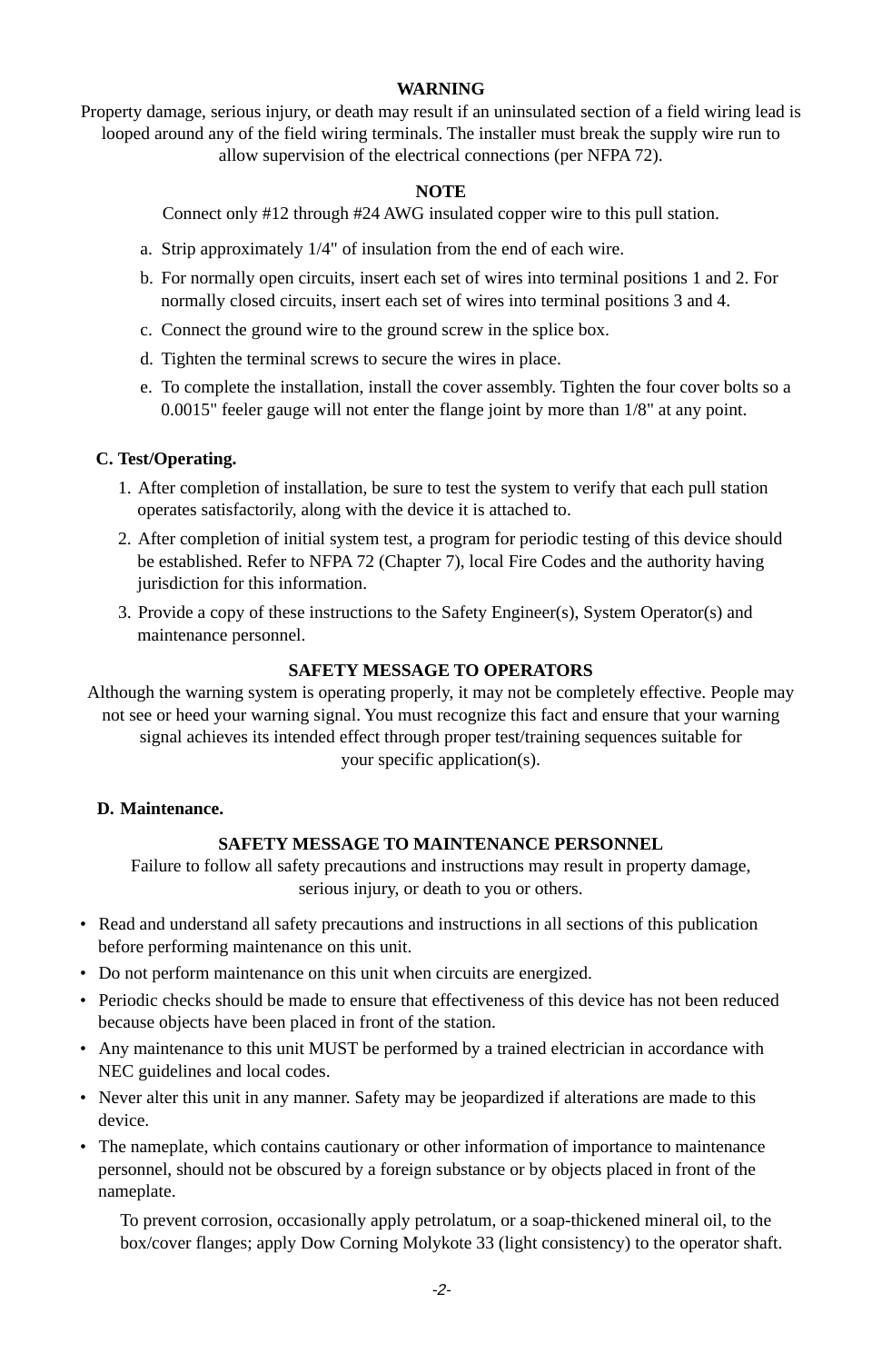**WARNING**

Property damage, serious injury, or death may result if an uninsulated section of a field wiring lead is looped around any of the field wiring terminals. The installer must break the supply wire run to allow supervision of the electrical connections (per NFPA 72).

**NOTE**

Connect only #12 through #24 AWG insulated copper wire to this pull station.

a. Strip approximately 1/4" of insulation from the end of each wire.

b. For normally open circuits, insert each set of wires into terminal positions 1 and 2. For normally closed circuits, insert each set of wires into terminal positions 3 and 4.

c. Connect the ground wire to the ground screw in the splice box.

d. Tighten the terminal screws to secure the wires in place.

e. To complete the installation, install the cover assembly. Tighten the four cover bolts so a 0.0015" feeler gauge will not enter the flange joint by more than 1/8" at any point.

## C. Test/Operating.

1. After completion of installation, be sure to test the system to verify that each pull station operates satisfactorily, along with the device it is attached to.
2. After completion of initial system test, a program for periodic testing of this device should be established. Refer to NFPA 72 (Chapter 7), local Fire Codes and the authority having jurisdiction for this information.
3. Provide a copy of these instructions to the Safety Engineer(s), System Operator(s) and maintenance personnel.

**SAFETY MESSAGE TO OPERATORS**

Although the warning system is operating properly, it may not be completely effective. People may not see or heed your warning signal. You must recognize this fact and ensure that your warning signal achieves its intended effect through proper test/training sequences suitable for your specific application(s).

## D. Maintenance.

**SAFETY MESSAGE TO MAINTENANCE PERSONNEL**

Failure to follow all safety precautions and instructions may result in property damage, serious injury, or death to you or others.

- Read and understand all safety precautions and instructions in all sections of this publication before performing maintenance on this unit.
- Do not perform maintenance on this unit when circuits are energized.
- Periodic checks should be made to ensure that effectiveness of this device has not been reduced because objects have been placed in front of the station.
- Any maintenance to this unit MUST be performed by a trained electrician in accordance with NEC guidelines and local codes.
- Never alter this unit in any manner. Safety may be jeopardized if alterations are made to this device.
- The nameplate, which contains cautionary or other information of importance to maintenance personnel, should not be obscured by a foreign substance or by objects placed in front of the nameplate.

To prevent corrosion, occasionally apply petrolatum, or a soap-thickened mineral oil, to the box/cover flanges; apply Dow Corning Molykote 33 (light consistency) to the operator shaft.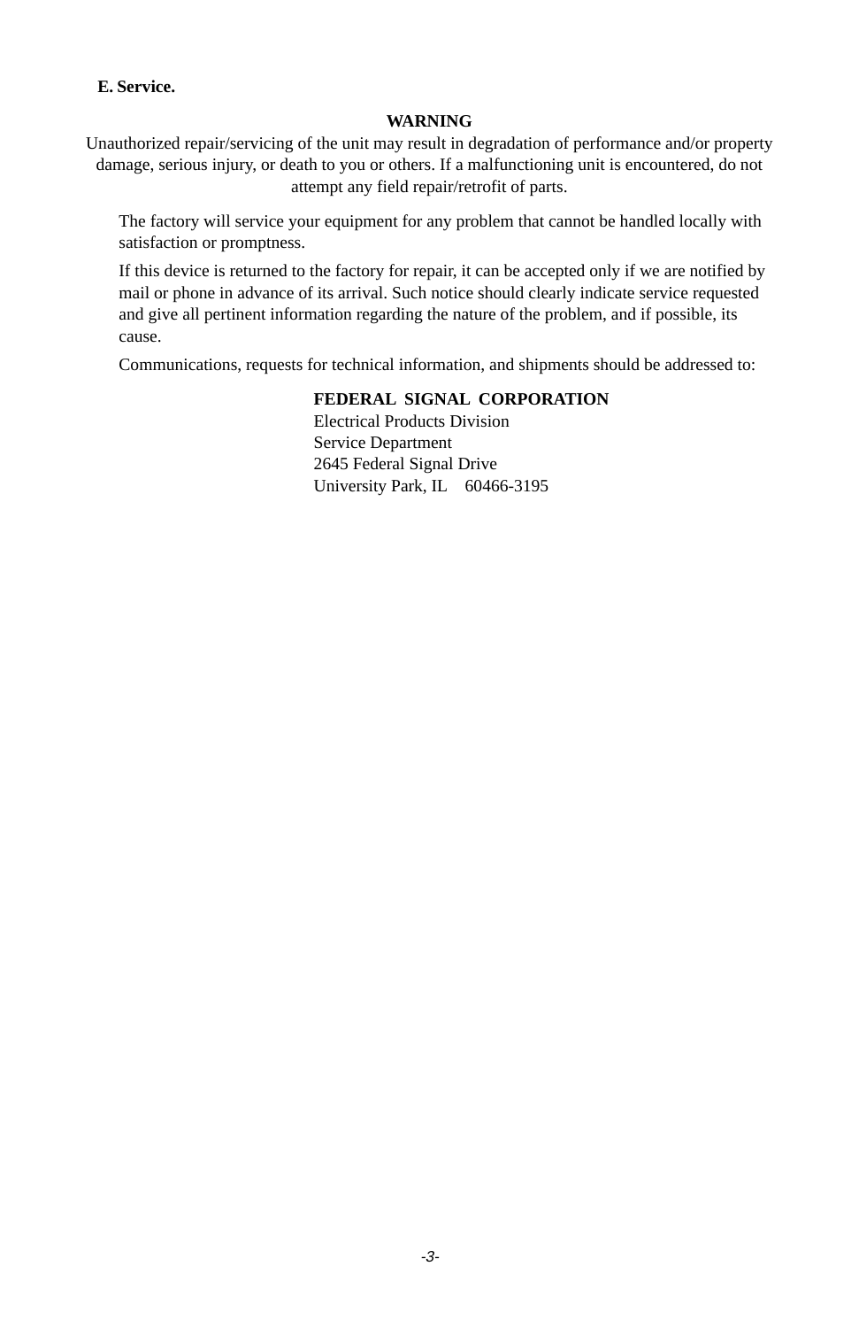### E. Service.

**WARNING**

Unauthorized repair/servicing of the unit may result in degradation of performance and/or property damage, serious injury, or death to you or others. If a malfunctioning unit is encountered, do not attempt any field repair/retrofit of parts.

The factory will service your equipment for any problem that cannot be handled locally with satisfaction or promptness.

If this device is returned to the factory for repair, it can be accepted only if we are notified by mail or phone in advance of its arrival. Such notice should clearly indicate service requested and give all pertinent information regarding the nature of the problem, and if possible, its cause.

Communications, requests for technical information, and shipments should be addressed to:

**FEDERAL SIGNAL CORPORATION**
Electrical Products Division
Service Department
2645 Federal Signal Drive
University Park, IL 60466-3195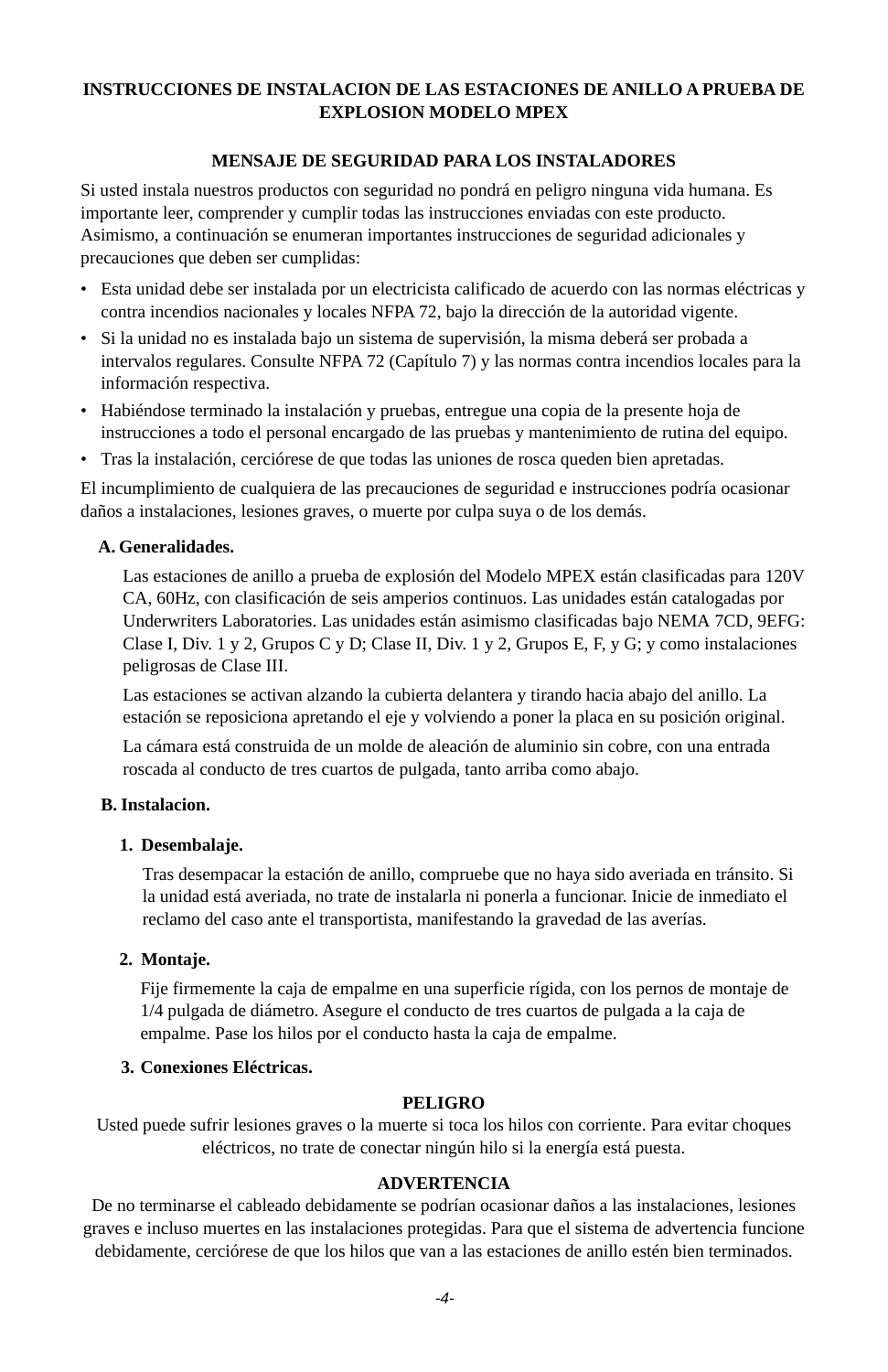# INSTRUCCIONES DE INSTALACION DE LAS ESTACIONES DE ANILLO A PRUEBA DE EXPLOSION MODELO MPEX

## MENSAJE DE SEGURIDAD PARA LOS INSTALADORES

Si usted instala nuestros productos con seguridad no pondrá en peligro ninguna vida humana. Es importante leer, comprender y cumplir todas las instrucciones enviadas con este producto. Asimismo, a continuación se enumeran importantes instrucciones de seguridad adicionales y precauciones que deben ser cumplidas:

- Esta unidad debe ser instalada por un electricista calificado de acuerdo con las normas eléctricas y contra incendios nacionales y locales NFPA 72, bajo la dirección de la autoridad vigente.
- Si la unidad no es instalada bajo un sistema de supervisión, la misma deberá ser probada a intervalos regulares. Consulte NFPA 72 (Capítulo 7) y las normas contra incendios locales para la información respectiva.
- Habiéndose terminado la instalación y pruebas, entregue una copia de la presente hoja de instrucciones a todo el personal encargado de las pruebas y mantenimiento de rutina del equipo.
- Tras la instalación, cerciórese de que todas las uniones de rosca queden bien apretadas.

El incumplimiento de cualquiera de las precauciones de seguridad e instrucciones podría ocasionar daños a instalaciones, lesiones graves, o muerte por culpa suya o de los demás.

### A. Generalidades.

Las estaciones de anillo a prueba de explosión del Modelo MPEX están clasificadas para 120V CA, 60Hz, con clasificación de seis amperios continuos. Las unidades están catalogadas por Underwriters Laboratories. Las unidades están asimismo clasificadas bajo NEMA 7CD, 9EFG: Clase I, Div. 1 y 2, Grupos C y D; Clase II, Div. 1 y 2, Grupos E, F, y G; y como instalaciones peligrosas de Clase III.

Las estaciones se activan alzando la cubierta delantera y tirando hacia abajo del anillo. La estación se reposiciona apretando el eje y volviendo a poner la placa en su posición original.

La cámara está construida de un molde de aleación de aluminio sin cobre, con una entrada roscada al conducto de tres cuartos de pulgada, tanto arriba como abajo.

### B. Instalacion.

#### 1. Desembalaje.

Tras desempacar la estación de anillo, compruebe que no haya sido averiada en tránsito. Si la unidad está averiada, no trate de instalarla ni ponerla a funcionar. Inicie de inmediato el reclamo del caso ante el transportista, manifestando la gravedad de las averías.

#### 2. Montaje.

Fije firmemente la caja de empalme en una superficie rígida, con los pernos de montaje de 1/4 pulgada de diámetro. Asegure el conducto de tres cuartos de pulgada a la caja de empalme. Pase los hilos por el conducto hasta la caja de empalme.

#### 3. Conexiones Eléctricas.

**PELIGRO**

Usted puede sufrir lesiones graves o la muerte si toca los hilos con corriente. Para evitar choques eléctricos, no trate de conectar ningún hilo si la energía está puesta.

**ADVERTENCIA**

De no terminarse el cableado debidamente se podrían ocasionar daños a las instalaciones, lesiones graves e incluso muertes en las instalaciones protegidas. Para que el sistema de advertencia funcione debidamente, cerciórese de que los hilos que van a las estaciones de anillo estén bien terminados.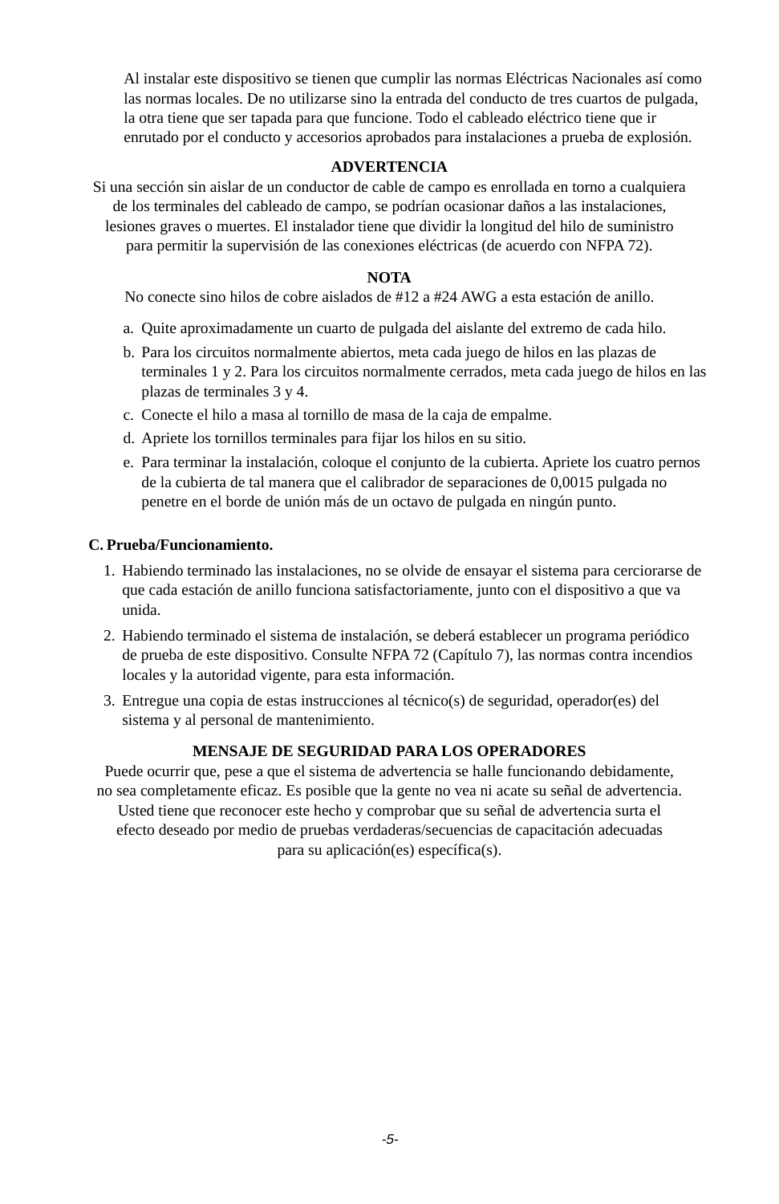Al instalar este dispositivo se tienen que cumplir las normas Eléctricas Nacionales así como las normas locales. De no utilizarse sino la entrada del conducto de tres cuartos de pulgada, la otra tiene que ser tapada para que funcione. Todo el cableado eléctrico tiene que ir enrutado por el conducto y accesorios aprobados para instalaciones a prueba de explosión.

**ADVERTENCIA**

Si una sección sin aislar de un conductor de cable de campo es enrollada en torno a cualquiera de los terminales del cableado de campo, se podrían ocasionar daños a las instalaciones, lesiones graves o muertes. El instalador tiene que dividir la longitud del hilo de suministro para permitir la supervisión de las conexiones eléctricas (de acuerdo con NFPA 72).

**NOTA**

No conecte sino hilos de cobre aislados de #12 a #24 AWG a esta estación de anillo.

a. Quite aproximadamente un cuarto de pulgada del aislante del extremo de cada hilo.
b. Para los circuitos normalmente abiertos, meta cada juego de hilos en las plazas de terminales 1 y 2. Para los circuitos normalmente cerrados, meta cada juego de hilos en las plazas de terminales 3 y 4.
c. Conecte el hilo a masa al tornillo de masa de la caja de empalme.
d. Apriete los tornillos terminales para fijar los hilos en su sitio.
e. Para terminar la instalación, coloque el conjunto de la cubierta. Apriete los cuatro pernos de la cubierta de tal manera que el calibrador de separaciones de 0,0015 pulgada no penetre en el borde de unión más de un octavo de pulgada en ningún punto.

**C. Prueba/Funcionamiento.**

1. Habiendo terminado las instalaciones, no se olvide de ensayar el sistema para cerciorarse de que cada estación de anillo funciona satisfactoriamente, junto con el dispositivo a que va unida.
2. Habiendo terminado el sistema de instalación, se deberá establecer un programa periódico de prueba de este dispositivo. Consulte NFPA 72 (Capítulo 7), las normas contra incendios locales y la autoridad vigente, para esta información.
3. Entregue una copia de estas instrucciones al técnico(s) de seguridad, operador(es) del sistema y al personal de mantenimiento.

**MENSAJE DE SEGURIDAD PARA LOS OPERADORES**

Puede ocurrir que, pese a que el sistema de advertencia se halle funcionando debidamente, no sea completamente eficaz. Es posible que la gente no vea ni acate su señal de advertencia. Usted tiene que reconocer este hecho y comprobar que su señal de advertencia surta el efecto deseado por medio de pruebas verdaderas/secuencias de capacitación adecuadas para su aplicación(es) específica(s).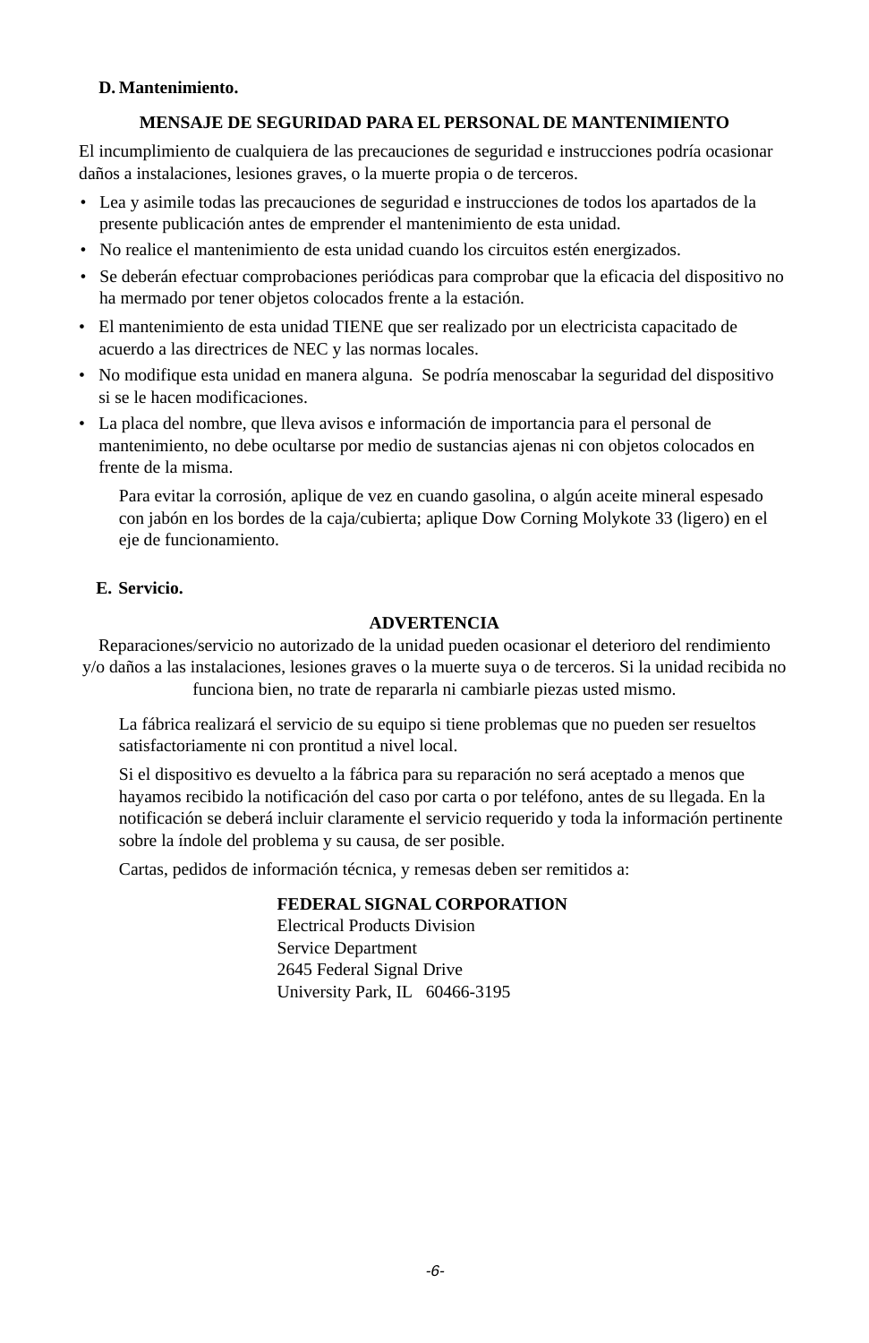### D. Mantenimiento.

**MENSAJE DE SEGURIDAD PARA EL PERSONAL DE MANTENIMIENTO**

El incumplimiento de cualquiera de las precauciones de seguridad e instrucciones podría ocasionar daños a instalaciones, lesiones graves, o la muerte propia o de terceros.

- Lea y asimile todas las precauciones de seguridad e instrucciones de todos los apartados de la presente publicación antes de emprender el mantenimiento de esta unidad.
- No realice el mantenimiento de esta unidad cuando los circuitos estén energizados.
- Se deberán efectuar comprobaciones periódicas para comprobar que la eficacia del dispositivo no ha mermado por tener objetos colocados frente a la estación.
- El mantenimiento de esta unidad TIENE que ser realizado por un electricista capacitado de acuerdo a las directrices de NEC y las normas locales.
- No modifique esta unidad en manera alguna. Se podría menoscabar la seguridad del dispositivo si se le hacen modificaciones.
- La placa del nombre, que lleva avisos e información de importancia para el personal de mantenimiento, no debe ocultarse por medio de sustancias ajenas ni con objetos colocados en frente de la misma.

Para evitar la corrosión, aplique de vez en cuando gasolina, o algún aceite mineral espesado con jabón en los bordes de la caja/cubierta; aplique Dow Corning Molykote 33 (ligero) en el eje de funcionamiento.

### E. Servicio.

**ADVERTENCIA**

Reparaciones/servicio no autorizado de la unidad pueden ocasionar el deterioro del rendimiento y/o daños a las instalaciones, lesiones graves o la muerte suya o de terceros. Si la unidad recibida no funciona bien, no trate de repararla ni cambiarle piezas usted mismo.

La fábrica realizará el servicio de su equipo si tiene problemas que no pueden ser resueltos satisfactoriamente ni con prontitud a nivel local.

Si el dispositivo es devuelto a la fábrica para su reparación no será aceptado a menos que hayamos recibido la notificación del caso por carta o por teléfono, antes de su llegada. En la notificación se deberá incluir claramente el servicio requerido y toda la información pertinente sobre la índole del problema y su causa, de ser posible.

Cartas, pedidos de información técnica, y remesas deben ser remitidos a:

**FEDERAL SIGNAL CORPORATION**
Electrical Products Division
Service Department
2645 Federal Signal Drive
University Park, IL 60466-3195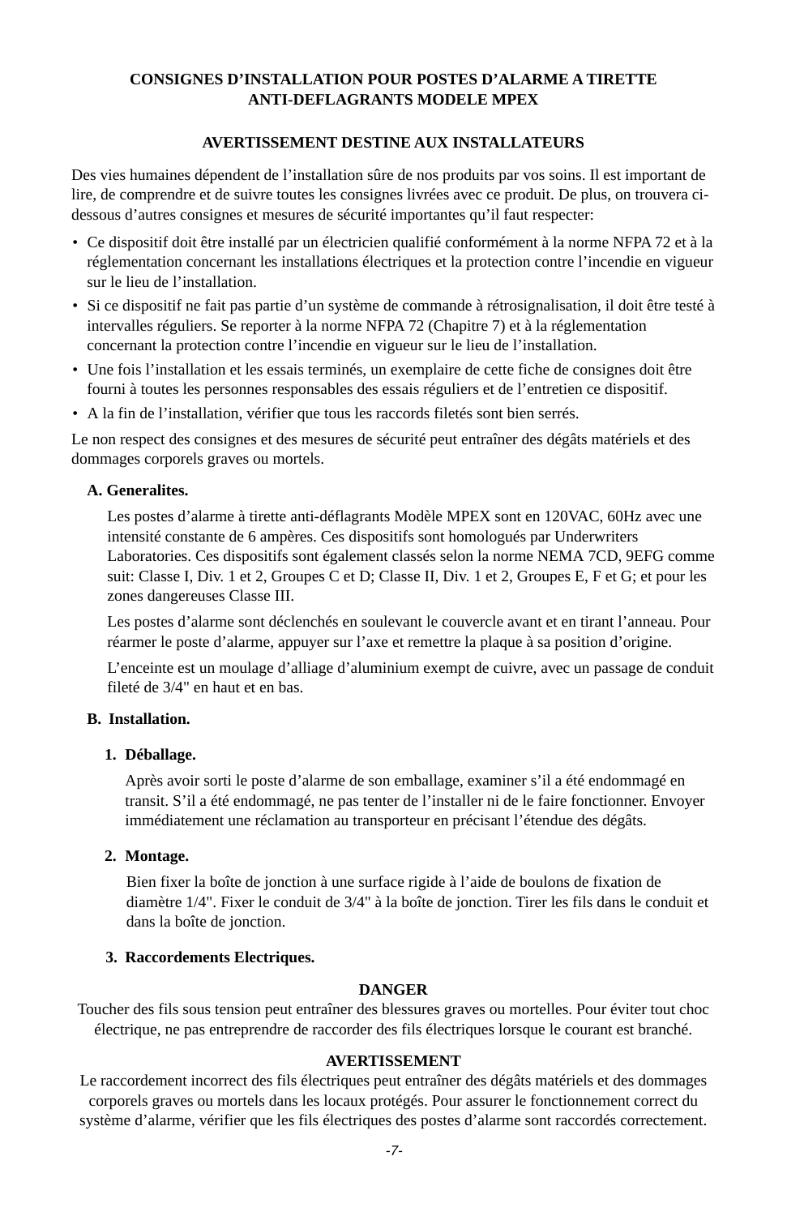# CONSIGNES D’INSTALLATION POUR POSTES D’ALARME A TIRETTE ANTI-DEFLAGRANTS MODELE MPEX

## AVERTISSEMENT DESTINE AUX INSTALLATEURS

Des vies humaines dépendent de l’installation sûre de nos produits par vos soins. Il est important de lire, de comprendre et de suivre toutes les consignes livrées avec ce produit. De plus, on trouvera ci-dessous d’autres consignes et mesures de sécurité importantes qu’il faut respecter:

- Ce dispositif doit être installé par un électricien qualifié conformément à la norme NFPA 72 et à la réglementation concernant les installations électriques et la protection contre l’incendie en vigueur sur le lieu de l’installation.
- Si ce dispositif ne fait pas partie d’un système de commande à rétrosignalisation, il doit être testé à intervalles réguliers. Se reporter à la norme NFPA 72 (Chapitre 7) et à la réglementation concernant la protection contre l’incendie en vigueur sur le lieu de l’installation.
- Une fois l’installation et les essais terminés, un exemplaire de cette fiche de consignes doit être fourni à toutes les personnes responsables des essais réguliers et de l’entretien ce dispositif.
- A la fin de l’installation, vérifier que tous les raccords filetés sont bien serrés.

Le non respect des consignes et des mesures de sécurité peut entraîner des dégâts matériels et des dommages corporels graves ou mortels.

### A. Generalites.

Les postes d’alarme à tirette anti-déflagrants Modèle MPEX sont en 120VAC, 60Hz avec une intensité constante de 6 ampères. Ces dispositifs sont homologués par Underwriters Laboratories. Ces dispositifs sont également classés selon la norme NEMA 7CD, 9EFG comme suit: Classe I, Div. 1 et 2, Groupes C et D; Classe II, Div. 1 et 2, Groupes E, F et G; et pour les zones dangereuses Classe III.

Les postes d’alarme sont déclenchés en soulevant le couvercle avant et en tirant l’anneau. Pour réarmer le poste d’alarme, appuyer sur l’axe et remettre la plaque à sa position d’origine.

L’enceinte est un moulage d’alliage d’aluminium exempt de cuivre, avec un passage de conduit fileté de 3/4" en haut et en bas.

### B. Installation.

#### 1. Déballage.

Après avoir sorti le poste d’alarme de son emballage, examiner s’il a été endommagé en transit. S’il a été endommagé, ne pas tenter de l’installer ni de le faire fonctionner. Envoyer immédiatement une réclamation au transporteur en précisant l’étendue des dégâts.

#### 2. Montage.

Bien fixer la boîte de jonction à une surface rigide à l’aide de boulons de fixation de diamètre 1/4". Fixer le conduit de 3/4" à la boîte de jonction. Tirer les fils dans le conduit et dans la boîte de jonction.

#### 3. Raccordements Electriques.

**DANGER**

Toucher des fils sous tension peut entraîner des blessures graves ou mortelles. Pour éviter tout choc électrique, ne pas entreprendre de raccorder des fils électriques lorsque le courant est branché.

**AVERTISSEMENT**

Le raccordement incorrect des fils électriques peut entraîner des dégâts matériels et des dommages corporels graves ou mortels dans les locaux protégés. Pour assurer le fonctionnement correct du système d’alarme, vérifier que les fils électriques des postes d’alarme sont raccordés correctement.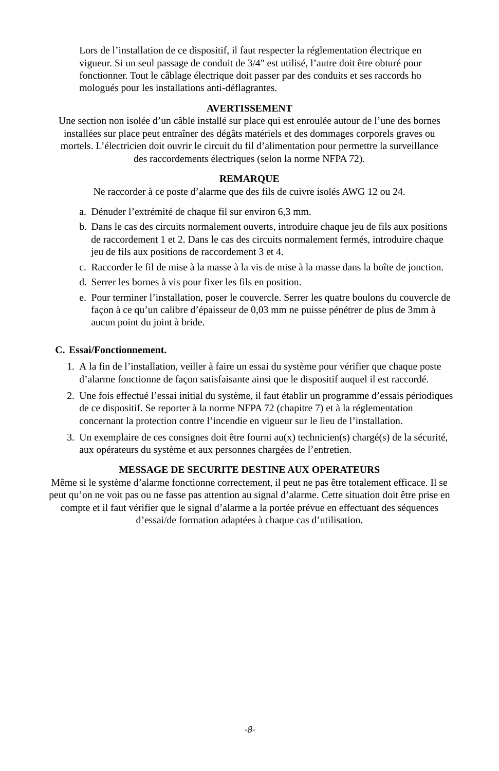Lors de l’installation de ce dispositif, il faut respecter la réglementation électrique en vigueur. Si un seul passage de conduit de 3/4" est utilisé, l’autre doit être obturé pour fonctionner. Tout le câblage électrique doit passer par des conduits et ses raccords homologués pour les installations anti-déflagrantes.

**AVERTISSEMENT**

Une section non isolée d’un câble installé sur place qui est enroulée autour de l’une des bornes installées sur place peut entraîner des dégâts matériels et des dommages corporels graves ou mortels. L’électricien doit ouvrir le circuit du fil d’alimentation pour permettre la surveillance des raccordements électriques (selon la norme NFPA 72).

**REMARQUE**

Ne raccorder à ce poste d’alarme que des fils de cuivre isolés AWG 12 ou 24.

a. Dénuder l’extrémité de chaque fil sur environ 6,3 mm.

b. Dans le cas des circuits normalement ouverts, introduire chaque jeu de fils aux positions de raccordement 1 et 2. Dans le cas des circuits normalement fermés, introduire chaque jeu de fils aux positions de raccordement 3 et 4.

c. Raccorder le fil de mise à la masse à la vis de mise à la masse dans la boîte de jonction.

d. Serrer les bornes à vis pour fixer les fils en position.

e. Pour terminer l’installation, poser le couvercle. Serrer les quatre boulons du couvercle de façon à ce qu’un calibre d’épaisseur de 0,03 mm ne puisse pénétrer de plus de 3mm à aucun point du joint à bride.

**C. Essai/Fonctionnement.**

1. A la fin de l’installation, veiller à faire un essai du système pour vérifier que chaque poste d’alarme fonctionne de façon satisfaisante ainsi que le dispositif auquel il est raccordé.
2. Une fois effectué l’essai initial du système, il faut établir un programme d’essais périodiques de ce dispositif. Se reporter à la norme NFPA 72 (chapitre 7) et à la réglementation concernant la protection contre l’incendie en vigueur sur le lieu de l’installation.
3. Un exemplaire de ces consignes doit être fourni au(x) technicien(s) chargé(s) de la sécurité, aux opérateurs du système et aux personnes chargées de l’entretien.

**MESSAGE DE SECURITE DESTINE AUX OPERATEURS**

Même si le système d’alarme fonctionne correctement, il peut ne pas être totalement efficace. Il se peut qu’on ne voit pas ou ne fasse pas attention au signal d’alarme. Cette situation doit être prise en compte et il faut vérifier que le signal d’alarme a la portée prévue en effectuant des séquences d’essai/de formation adaptées à chaque cas d’utilisation.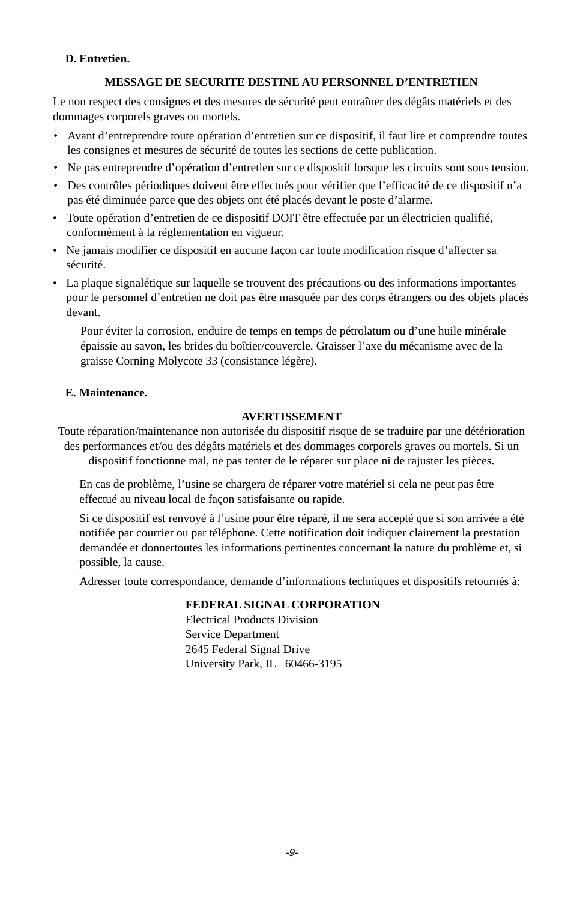**D. Entretien.**

**MESSAGE DE SECURITE DESTINE AU PERSONNEL D'ENTRETIEN**

Le non respect des consignes et des mesures de sécurité peut entraîner des dégâts matériels et des dommages corporels graves ou mortels.

- Avant d'entreprendre toute opération d'entretien sur ce dispositif, il faut lire et comprendre toutes les consignes et mesures de sécurité de toutes les sections de cette publication.
- Ne pas entreprendre d'opération d'entretien sur ce dispositif lorsque les circuits sont sous tension.
- Des contrôles périodiques doivent être effectués pour vérifier que l'efficacité de ce dispositif n'a pas été diminuée parce que des objets ont été placés devant le poste d'alarme.
- Toute opération d'entretien de ce dispositif DOIT être effectuée par un électricien qualifié, conformément à la réglementation en vigueur.
- Ne jamais modifier ce dispositif en aucune façon car toute modification risque d'affecter sa sécurité.
- La plaque signalétique sur laquelle se trouvent des précautions ou des informations importantes pour le personnel d'entretien ne doit pas être masquée par des corps étrangers ou des objets placés devant.

Pour éviter la corrosion, enduire de temps en temps de pétrolatum ou d'une huile minérale épaissie au savon, les brides du boîtier/couvercle. Graisser l'axe du mécanisme avec de la graisse Corning Molycote 33 (consistance légère).

**E. Maintenance.**

**AVERTISSEMENT**

Toute réparation/maintenance non autorisée du dispositif risque de se traduire par une détérioration des performances et/ou des dégâts matériels et des dommages corporels graves ou mortels. Si un dispositif fonctionne mal, ne pas tenter de le réparer sur place ni de rajuster les pièces.

En cas de problème, l'usine se chargera de réparer votre matériel si cela ne peut pas être effectué au niveau local de façon satisfaisante ou rapide.

Si ce dispositif est renvoyé à l'usine pour être réparé, il ne sera accepté que si son arrivée a été notifiée par courrier ou par téléphone. Cette notification doit indiquer clairement la prestation demandée et donnertoutes les informations pertinentes concernant la nature du problème et, si possible, la cause.

Adresser toute correspondance, demande d'informations techniques et dispositifs retournés à:

**FEDERAL SIGNAL CORPORATION**
Electrical Products Division
Service Department
2645 Federal Signal Drive
University Park, IL 60466-3195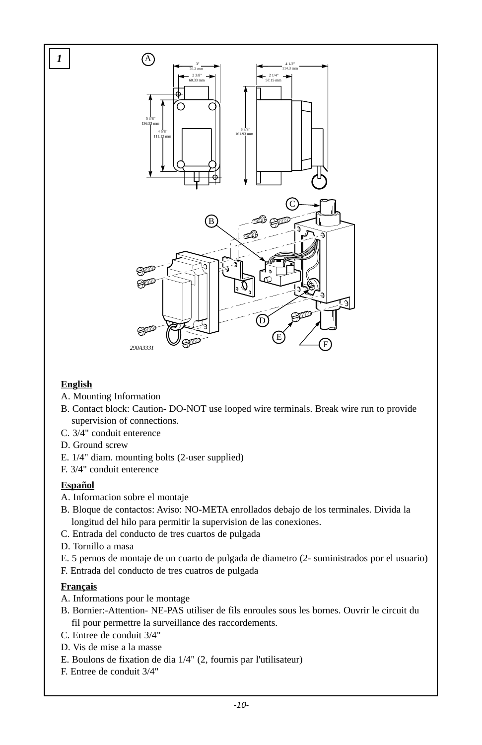**1**

**English**

A. Mounting Information

B. Contact block: Caution- DO-NOT use looped wire terminals. Break wire run to provide supervision of connections.

C. 3/4" conduit enterence

D. Ground screw

E. 1/4" diam. mounting bolts (2-user supplied)

F. 3/4" conduit enterence

**Español**

A. Informacion sobre el montaje

B. Bloque de contactos: Aviso: NO-META enrollados debajo de los terminales. Divida la longitud del hilo para permitir la supervision de las conexiones.

C. Entrada del conducto de tres cuartos de pulgada

D. Tornillo a masa

E. 5 pernos de montaje de un cuarto de pulgada de diametro (2- suministrados por el usuario)

F. Entrada del conducto de tres cuatros de pulgada

**Français**

A. Informations pour le montage

B. Bornier:-Attention- NE-PAS utiliser de fils enroules sous les bornes. Ouvrir le circuit du fil pour permettre la surveillance des raccordements.

C. Entree de conduit 3/4"

D. Vis de mise a la masse

E. Boulons de fixation de dia 1/4" (2, fournis par l'utilisateur)

F. Entree de conduit 3/4"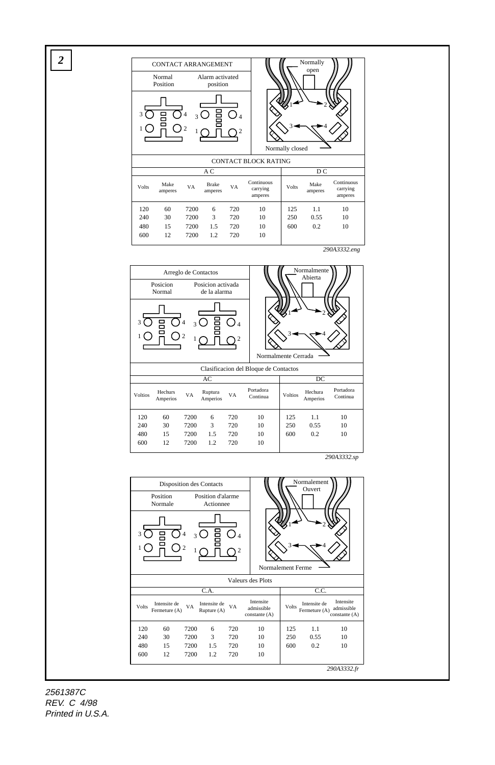**2**

CONTACT ARRANGEMENT

Normal Position

Alarm activated position

3 4
1 2

Normally open

Normally closed

1 2
3 4

CONTACT BLOCK RATING

| A C | | | | | | D C | | |
|---|---|---|---|---|---|---|---|---|
| Volts | Make amperes | VA | Brake amperes | VA | Continuous carrying amperes | Volts | Make amperes | Continuous carrying amperes |
| 120 | 60 | 7200 | 6 | 720 | 10 | 125 | 1.1 | 10 |
| 240 | 30 | 7200 | 3 | 720 | 10 | 250 | 0.55 | 10 |
| 480 | 15 | 7200 | 1.5 | 720 | 10 | 600 | 0.2 | 10 |
| 600 | 12 | 7200 | 1.2 | 720 | 10 | | | |

*290A3332.eng*

Arreglo de Contactos

Posicion Normal

Posicion activada de la alarma

3 4
1 2

Normalmente Abierta

Normalmente Cerrada

1 2
3 4

Clasificacion del Bloque de Contactos

| AC | | | | | | DC | | |
|---|---|---|---|---|---|---|---|---|
| Voltios | Hechurs Amperios | VA | Ruptura Amperios | VA | Portadora Continua | Voltios | Hechura Amperios | Portadora Continua |
| 120 | 60 | 7200 | 6 | 720 | 10 | 125 | 1.1 | 10 |
| 240 | 30 | 7200 | 3 | 720 | 10 | 250 | 0.55 | 10 |
| 480 | 15 | 7200 | 1.5 | 720 | 10 | 600 | 0.2 | 10 |
| 600 | 12 | 7200 | 1.2 | 720 | 10 | | | |

*290A3332.sp*

Disposition des Contacts

Position Normale

Position d'alarme Actionnee

3 4
1 2

Normalement Ouvert

Normalement Ferme

1 2
3 4

Valeurs des Plots

| C.A. | | | | | | C.C. | | |
|---|---|---|---|---|---|---|---|---|
| Volts | Intensite de Fermeture (A) | VA | Intensite de Rupture (A) | VA | Intensite admissible constante (A) | Volts | Intensite de Fermeture (A) | Intensite admissible constante (A) |
| 120 | 60 | 7200 | 6 | 720 | 10 | 125 | 1.1 | 10 |
| 240 | 30 | 7200 | 3 | 720 | 10 | 250 | 0.55 | 10 |
| 480 | 15 | 7200 | 1.5 | 720 | 10 | 600 | 0.2 | 10 |
| 600 | 12 | 7200 | 1.2 | 720 | 10 | | | |

*290A3332.fr*

*2561387C*
*REV. C 4/98*
*Printed in U.S.A.*